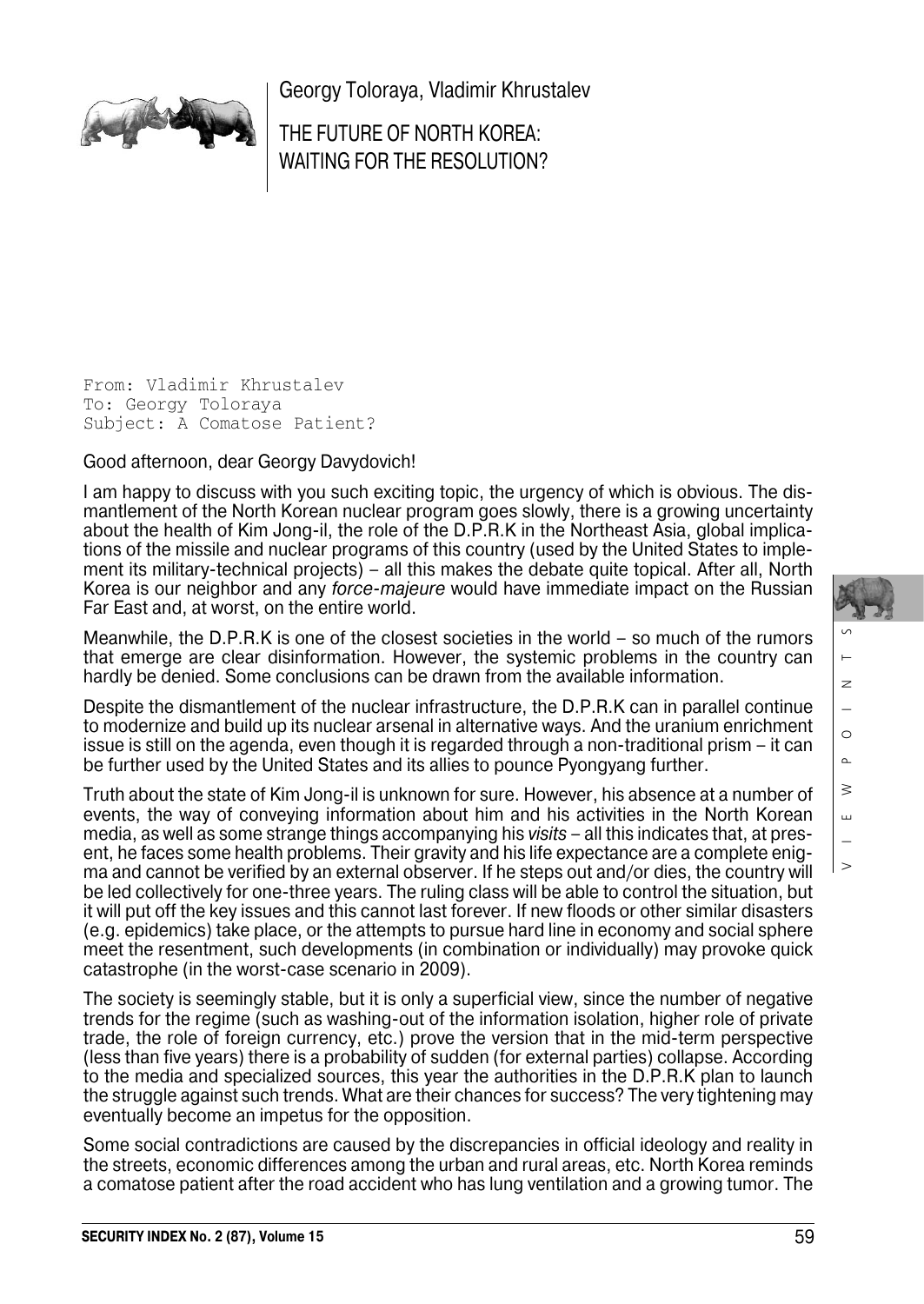Georgy Toloraya, Vladimir Khrustalev

# THE FUTURE OF NORTH KOREA: WAITING FOR THE RESOLUTION?

```
From: Vladimir Khrustalev
To: Georgy Toloraya
Subject: A Comatose Patient?
```

Good afternoon, dear Georgy Davydovich!

I am happy to discuss with you such exciting topic, the urgency of which is obvious. The dismantlement of the North Korean nuclear program goes slowly, there is a growing uncertainty about the health of Kim Jong-il, the role of the D.P.R.K in the Northeast Asia, global implications of the missile and nuclear programs of this country (used by the United States to implement its military-technical projects) – all this makes the debate quite topical. After all, North Korea is our neighbor and any *force-majeure* would have immediate impact on the Russian Far East and, at worst, on the entire world.

Meanwhile, the D.P.R.K is one of the closest societies in the world – so much of the rumors that emerge are clear disinformation. However, the systemic problems in the country can hardly be denied. Some conclusions can be drawn from the available information.

Despite the dismantlement of the nuclear infrastructure, the D.P.R.K can in parallel continue to modernize and build up its nuclear arsenal in alternative ways. And the uranium enrichment issue is still on the agenda, even though it is regarded through a non-traditional prism – it can be further used by the United States and its allies to pounce Pyongyang further.

Truth about the state of Kim Jong-il is unknown for sure. However, his absence at a number of events, the way of conveying information about him and his activities in the North Korean media, as well as some strange things accompanying his *visits* – all this indicates that, at present, he faces some health problems. Their gravity and his life expectance are a complete enigma and cannot be verified by an external observer. If he steps out and/or dies, the country will be led collectively for one-three years. The ruling class will be able to control the situation, but it will put off the key issues and this cannot last forever. If new floods or other similar disasters (e.g. epidemics) take place, or the attempts to pursue hard line in economy and social sphere meet the resentment, such developments (in combination or individually) may provoke quick catastrophe (in the worst-case scenario in 2009).

The society is seemingly stable, but it is only a superficial view, since the number of negative trends for the regime (such as washing-out of the information isolation, higher role of private trade, the role of foreign currency, etc.) prove the version that in the mid-term perspective (less than five years) there is a probability of sudden (for external parties) collapse. According to the media and specialized sources, this year the authorities in the D.P.R.K plan to launch the struggle against such trends. What are their chances for success? The very tightening may eventually become an impetus for the opposition.

Some social contradictions are caused by the discrepancies in official ideology and reality in the streets, economic differences among the urban and rural areas, etc. North Korea reminds a comatose patient after the road accident who has lung ventilation and a growing tumor. The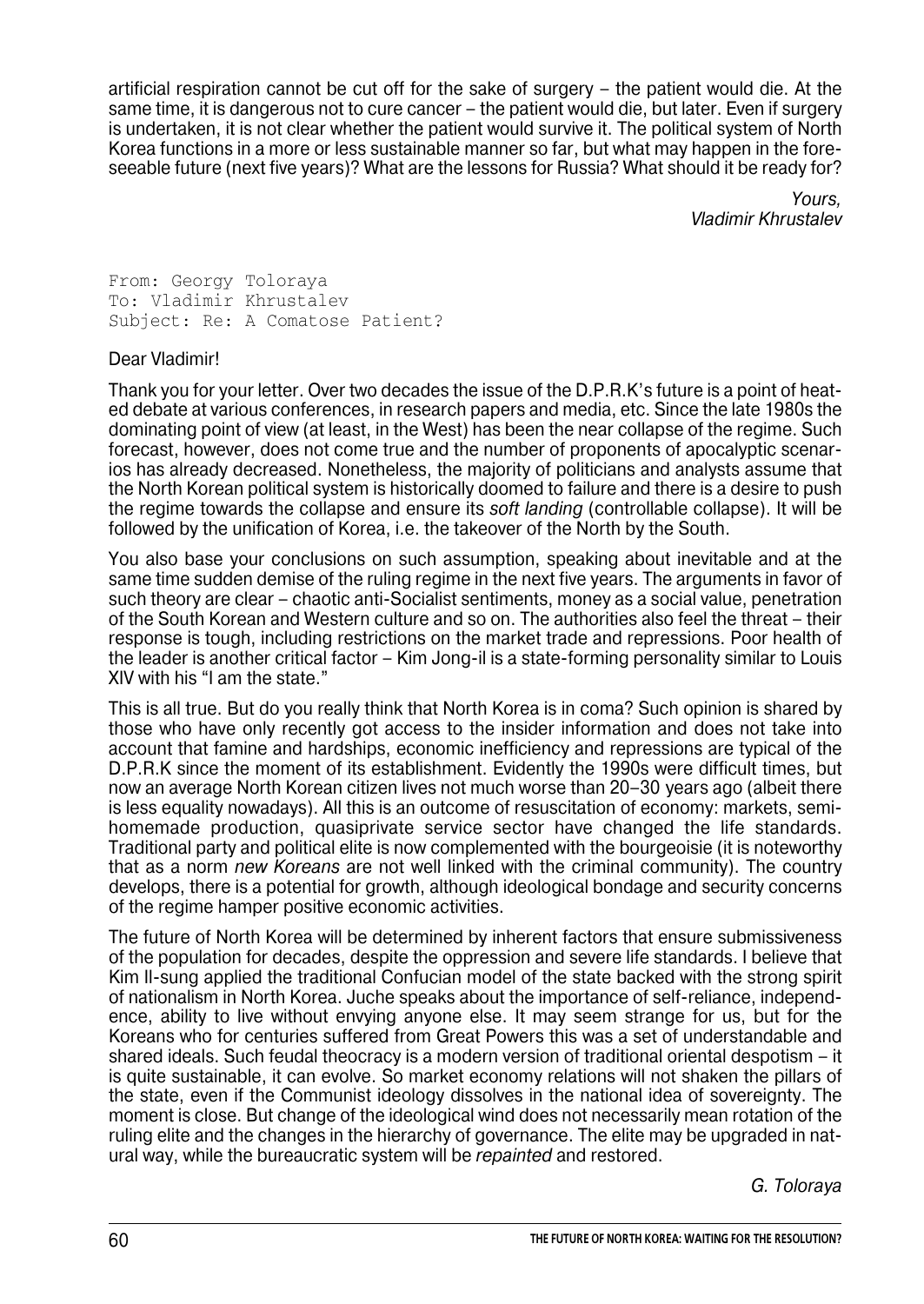artificial respiration cannot be cut off for the sake of surgery – the patient would die. At the same time, it is dangerous not to cure cancer – the patient would die, but later. Even if surgery is undertaken, it is not clear whether the patient would survive it. The political system of North Korea functions in a more or less sustainable manner so far, but what may happen in the foreseeable future (next five years)? What are the lessons for Russia? What should it be ready for?

*Yours,*
*Vladimir Khrustalev*

```
From: Georgy Toloraya
To: Vladimir Khrustalev
Subject: Re: A Comatose Patient?
```

Dear Vladimir!

Thank you for your letter. Over two decades the issue of the D.P.R.K's future is a point of heated debate at various conferences, in research papers and media, etc. Since the late 1980s the dominating point of view (at least, in the West) has been the near collapse of the regime. Such forecast, however, does not come true and the number of proponents of apocalyptic scenarios has already decreased. Nonetheless, the majority of politicians and analysts assume that the North Korean political system is historically doomed to failure and there is a desire to push the regime towards the collapse and ensure its *soft landing* (controllable collapse). It will be followed by the unification of Korea, i.e. the takeover of the North by the South.

You also base your conclusions on such assumption, speaking about inevitable and at the same time sudden demise of the ruling regime in the next five years. The arguments in favor of such theory are clear – chaotic anti-Socialist sentiments, money as a social value, penetration of the South Korean and Western culture and so on. The authorities also feel the threat – their response is tough, including restrictions on the market trade and repressions. Poor health of the leader is another critical factor – Kim Jong-il is a state-forming personality similar to Louis XIV with his "I am the state."

This is all true. But do you really think that North Korea is in coma? Such opinion is shared by those who have only recently got access to the insider information and does not take into account that famine and hardships, economic inefficiency and repressions are typical of the D.P.R.K since the moment of its establishment. Evidently the 1990s were difficult times, but now an average North Korean citizen lives not much worse than 20–30 years ago (albeit there is less equality nowadays). All this is an outcome of resuscitation of economy: markets, semi-homemade production, quasiprivate service sector have changed the life standards. Traditional party and political elite is now complemented with the bourgeoisie (it is noteworthy that as a norm *new Koreans* are not well linked with the criminal community). The country develops, there is a potential for growth, although ideological bondage and security concerns of the regime hamper positive economic activities.

The future of North Korea will be determined by inherent factors that ensure submissiveness of the population for decades, despite the oppression and severe life standards. I believe that Kim Il-sung applied the traditional Confucian model of the state backed with the strong spirit of nationalism in North Korea. Juche speaks about the importance of self-reliance, independence, ability to live without envying anyone else. It may seem strange for us, but for the Koreans who for centuries suffered from Great Powers this was a set of understandable and shared ideals. Such feudal theocracy is a modern version of traditional oriental despotism – it is quite sustainable, it can evolve. So market economy relations will not shaken the pillars of the state, even if the Communist ideology dissolves in the national idea of sovereignty. The moment is close. But change of the ideological wind does not necessarily mean rotation of the ruling elite and the changes in the hierarchy of governance. The elite may be upgraded in natural way, while the bureaucratic system will be *repainted* and restored.

*G. Toloraya*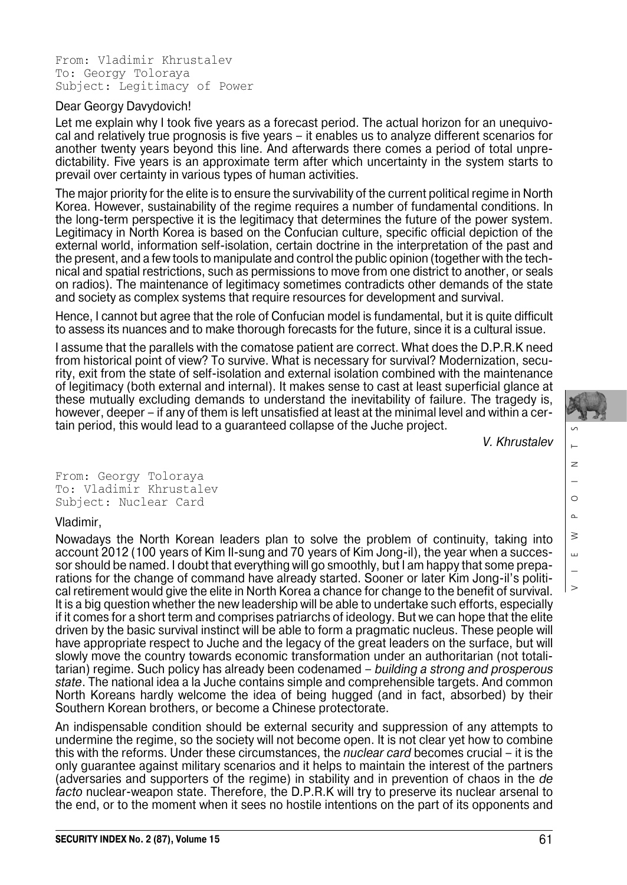```
From: Vladimir Khrustalev
To: Georgy Toloraya
Subject: Legitimacy of Power
```

Dear Georgy Davydovich!

Let me explain why I took five years as a forecast period. The actual horizon for an unequivocal and relatively true prognosis is five years – it enables us to analyze different scenarios for another twenty years beyond this line. And afterwards there comes a period of total unpredictability. Five years is an approximate term after which uncertainty in the system starts to prevail over certainty in various types of human activities.

The major priority for the elite is to ensure the survivability of the current political regime in North Korea. However, sustainability of the regime requires a number of fundamental conditions. In the long-term perspective it is the legitimacy that determines the future of the power system. Legitimacy in North Korea is based on the Confucian culture, specific official depiction of the external world, information self-isolation, certain doctrine in the interpretation of the past and the present, and a few tools to manipulate and control the public opinion (together with the technical and spatial restrictions, such as permissions to move from one district to another, or seals on radios). The maintenance of legitimacy sometimes contradicts other demands of the state and society as complex systems that require resources for development and survival.

Hence, I cannot but agree that the role of Confucian model is fundamental, but it is quite difficult to assess its nuances and to make thorough forecasts for the future, since it is a cultural issue.

I assume that the parallels with the comatose patient are correct. What does the D.P.R.K need from historical point of view? To survive. What is necessary for survival? Modernization, security, exit from the state of self-isolation and external isolation combined with the maintenance of legitimacy (both external and internal). It makes sense to cast at least superficial glance at these mutually excluding demands to understand the inevitability of failure. The tragedy is, however, deeper – if any of them is left unsatisfied at least at the minimal level and within a certain period, this would lead to a guaranteed collapse of the Juche project.

*V. Khrustalev*

```
From: Georgy Toloraya
To: Vladimir Khrustalev
Subject: Nuclear Card
```

Vladimir,

Nowadays the North Korean leaders plan to solve the problem of continuity, taking into account 2012 (100 years of Kim Il-sung and 70 years of Kim Jong-il), the year when a successor should be named. I doubt that everything will go smoothly, but I am happy that some preparations for the change of command have already started. Sooner or later Kim Jong-il's political retirement would give the elite in North Korea a chance for change to the benefit of survival. It is a big question whether the new leadership will be able to undertake such efforts, especially if it comes for a short term and comprises patriarchs of ideology. But we can hope that the elite driven by the basic survival instinct will be able to form a pragmatic nucleus. These people will have appropriate respect to Juche and the legacy of the great leaders on the surface, but will slowly move the country towards economic transformation under an authoritarian (not totalitarian) regime. Such policy has already been codenamed – *building a strong and prosperous state*. The national idea a la Juche contains simple and comprehensible targets. And common North Koreans hardly welcome the idea of being hugged (and in fact, absorbed) by their Southern Korean brothers, or become a Chinese protectorate.

An indispensable condition should be external security and suppression of any attempts to undermine the regime, so the society will not become open. It is not clear yet how to combine this with the reforms. Under these circumstances, the *nuclear card* becomes crucial – it is the only guarantee against military scenarios and it helps to maintain the interest of the partners (adversaries and supporters of the regime) in stability and in prevention of chaos in the *de facto* nuclear-weapon state. Therefore, the D.P.R.K will try to preserve its nuclear arsenal to the end, or to the moment when it sees no hostile intentions on the part of its opponents and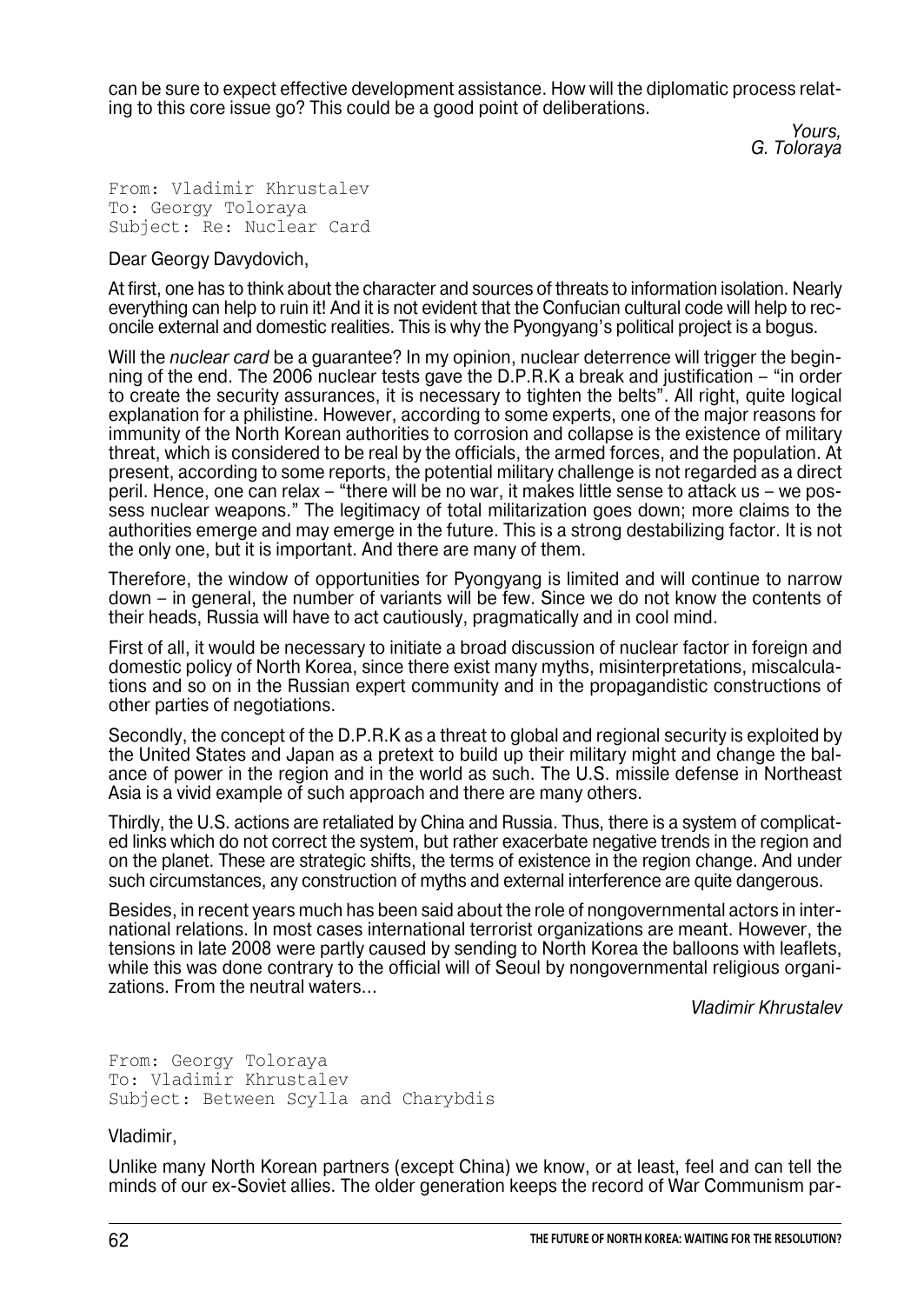can be sure to expect effective development assistance. How will the diplomatic process relating to this core issue go? This could be a good point of deliberations.

*Yours,*
*G. Toloraya*

```
From: Vladimir Khrustalev
To: Georgy Toloraya
Subject: Re: Nuclear Card
```

Dear Georgy Davydovich,

At first, one has to think about the character and sources of threats to information isolation. Nearly everything can help to ruin it! And it is not evident that the Confucian cultural code will help to reconcile external and domestic realities. This is why the Pyongyang's political project is a bogus.

Will the *nuclear card* be a guarantee? In my opinion, nuclear deterrence will trigger the beginning of the end. The 2006 nuclear tests gave the D.P.R.K a break and justification – "in order to create the security assurances, it is necessary to tighten the belts". All right, quite logical explanation for a philistine. However, according to some experts, one of the major reasons for immunity of the North Korean authorities to corrosion and collapse is the existence of military threat, which is considered to be real by the officials, the armed forces, and the population. At present, according to some reports, the potential military challenge is not regarded as a direct peril. Hence, one can relax – "there will be no war, it makes little sense to attack us – we possess nuclear weapons." The legitimacy of total militarization goes down; more claims to the authorities emerge and may emerge in the future. This is a strong destabilizing factor. It is not the only one, but it is important. And there are many of them.

Therefore, the window of opportunities for Pyongyang is limited and will continue to narrow down – in general, the number of variants will be few. Since we do not know the contents of their heads, Russia will have to act cautiously, pragmatically and in cool mind.

First of all, it would be necessary to initiate a broad discussion of nuclear factor in foreign and domestic policy of North Korea, since there exist many myths, misinterpretations, miscalculations and so on in the Russian expert community and in the propagandistic constructions of other parties of negotiations.

Secondly, the concept of the D.P.R.K as a threat to global and regional security is exploited by the United States and Japan as a pretext to build up their military might and change the balance of power in the region and in the world as such. The U.S. missile defense in Northeast Asia is a vivid example of such approach and there are many others.

Thirdly, the U.S. actions are retaliated by China and Russia. Thus, there is a system of complicated links which do not correct the system, but rather exacerbate negative trends in the region and on the planet. These are strategic shifts, the terms of existence in the region change. And under such circumstances, any construction of myths and external interference are quite dangerous.

Besides, in recent years much has been said about the role of nongovernmental actors in international relations. In most cases international terrorist organizations are meant. However, the tensions in late 2008 were partly caused by sending to North Korea the balloons with leaflets, while this was done contrary to the official will of Seoul by nongovernmental religious organizations. From the neutral waters...

*Vladimir Khrustalev*

```
From: Georgy Toloraya
To: Vladimir Khrustalev
Subject: Between Scylla and Charybdis
```

Vladimir,

Unlike many North Korean partners (except China) we know, or at least, feel and can tell the minds of our ex-Soviet allies. The older generation keeps the record of War Communism par-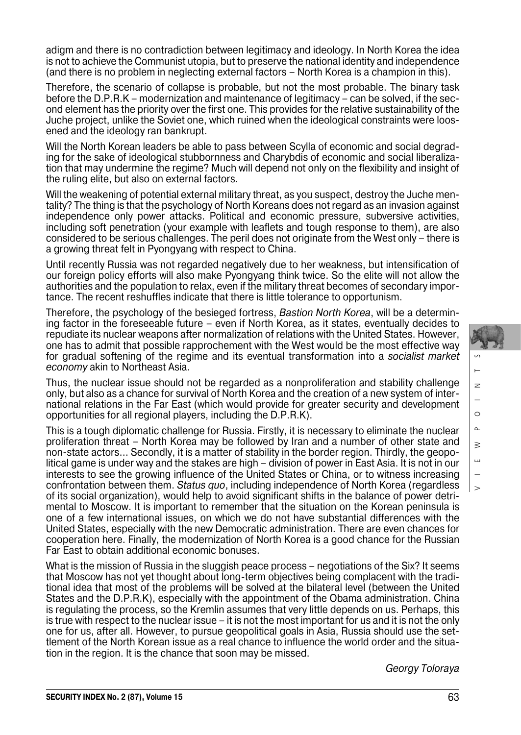adigm and there is no contradiction between legitimacy and ideology. In North Korea the idea is not to achieve the Communist utopia, but to preserve the national identity and independence (and there is no problem in neglecting external factors – North Korea is a champion in this).

Therefore, the scenario of collapse is probable, but not the most probable. The binary task before the D.P.R.K – modernization and maintenance of legitimacy – can be solved, if the second element has the priority over the first one. This provides for the relative sustainability of the Juche project, unlike the Soviet one, which ruined when the ideological constraints were loosened and the ideology ran bankrupt.

Will the North Korean leaders be able to pass between Scylla of economic and social degrading for the sake of ideological stubbornness and Charybdis of economic and social liberalization that may undermine the regime? Much will depend not only on the flexibility and insight of the ruling elite, but also on external factors.

Will the weakening of potential external military threat, as you suspect, destroy the Juche mentality? The thing is that the psychology of North Koreans does not regard as an invasion against independence only power attacks. Political and economic pressure, subversive activities, including soft penetration (your example with leaflets and tough response to them), are also considered to be serious challenges. The peril does not originate from the West only – there is a growing threat felt in Pyongyang with respect to China.

Until recently Russia was not regarded negatively due to her weakness, but intensification of our foreign policy efforts will also make Pyongyang think twice. So the elite will not allow the authorities and the population to relax, even if the military threat becomes of secondary importance. The recent reshuffles indicate that there is little tolerance to opportunism.

Therefore, the psychology of the besieged fortress, *Bastion North Korea*, will be a determining factor in the foreseeable future – even if North Korea, as it states, eventually decides to repudiate its nuclear weapons after normalization of relations with the United States. However, one has to admit that possible rapprochement with the West would be the most effective way for gradual softening of the regime and its eventual transformation into a *socialist market economy* akin to Northeast Asia.

Thus, the nuclear issue should not be regarded as a nonproliferation and stability challenge only, but also as a chance for survival of North Korea and the creation of a new system of international relations in the Far East (which would provide for greater security and development opportunities for all regional players, including the D.P.R.K).

This is a tough diplomatic challenge for Russia. Firstly, it is necessary to eliminate the nuclear proliferation threat – North Korea may be followed by Iran and a number of other state and non-state actors... Secondly, it is a matter of stability in the border region. Thirdly, the geopolitical game is under way and the stakes are high – division of power in East Asia. It is not in our interests to see the growing influence of the United States or China, or to witness increasing confrontation between them. *Status quo*, including independence of North Korea (regardless of its social organization), would help to avoid significant shifts in the balance of power detrimental to Moscow. It is important to remember that the situation on the Korean peninsula is one of a few international issues, on which we do not have substantial differences with the United States, especially with the new Democratic administration. There are even chances for cooperation here. Finally, the modernization of North Korea is a good chance for the Russian Far East to obtain additional economic bonuses.

What is the mission of Russia in the sluggish peace process – negotiations of the Six? It seems that Moscow has not yet thought about long-term objectives being complacent with the traditional idea that most of the problems will be solved at the bilateral level (between the United States and the D.P.R.K), especially with the appointment of the Obama administration. China is regulating the process, so the Kremlin assumes that very little depends on us. Perhaps, this is true with respect to the nuclear issue – it is not the most important for us and it is not the only one for us, after all. However, to pursue geopolitical goals in Asia, Russia should use the settlement of the North Korean issue as a real chance to influence the world order and the situation in the region. It is the chance that soon may be missed.

*Georgy Toloraya*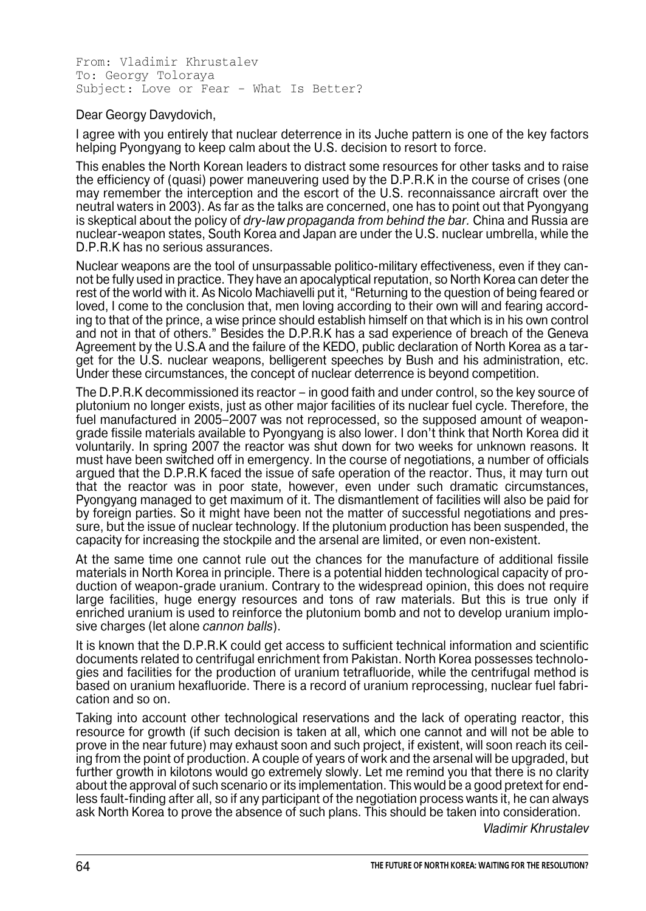```
From: Vladimir Khrustalev
To: Georgy Toloraya
Subject: Love or Fear - What Is Better?
```

Dear Georgy Davydovich,

I agree with you entirely that nuclear deterrence in its Juche pattern is one of the key factors helping Pyongyang to keep calm about the U.S. decision to resort to force.

This enables the North Korean leaders to distract some resources for other tasks and to raise the efficiency of (quasi) power maneuvering used by the D.P.R.K in the course of crises (one may remember the interception and the escort of the U.S. reconnaissance aircraft over the neutral waters in 2003). As far as the talks are concerned, one has to point out that Pyongyang is skeptical about the policy of *dry-law propaganda from behind the bar.* China and Russia are nuclear-weapon states, South Korea and Japan are under the U.S. nuclear umbrella, while the D.P.R.K has no serious assurances.

Nuclear weapons are the tool of unsurpassable politico-military effectiveness, even if they cannot be fully used in practice. They have an apocalyptical reputation, so North Korea can deter the rest of the world with it. As Nicolo Machiavelli put it, "Returning to the question of being feared or loved, I come to the conclusion that, men loving according to their own will and fearing according to that of the prince, a wise prince should establish himself on that which is in his own control and not in that of others." Besides the D.P.R.K has a sad experience of breach of the Geneva Agreement by the U.S.A and the failure of the KEDO, public declaration of North Korea as a target for the U.S. nuclear weapons, belligerent speeches by Bush and his administration, etc. Under these circumstances, the concept of nuclear deterrence is beyond competition.

The D.P.R.K decommissioned its reactor – in good faith and under control, so the key source of plutonium no longer exists, just as other major facilities of its nuclear fuel cycle. Therefore, the fuel manufactured in 2005–2007 was not reprocessed, so the supposed amount of weapon-grade fissile materials available to Pyongyang is also lower. I don't think that North Korea did it voluntarily. In spring 2007 the reactor was shut down for two weeks for unknown reasons. It must have been switched off in emergency. In the course of negotiations, a number of officials argued that the D.P.R.K faced the issue of safe operation of the reactor. Thus, it may turn out that the reactor was in poor state, however, even under such dramatic circumstances, Pyongyang managed to get maximum of it. The dismantlement of facilities will also be paid for by foreign parties. So it might have been not the matter of successful negotiations and pressure, but the issue of nuclear technology. If the plutonium production has been suspended, the capacity for increasing the stockpile and the arsenal are limited, or even non-existent.

At the same time one cannot rule out the chances for the manufacture of additional fissile materials in North Korea in principle. There is a potential hidden technological capacity of production of weapon-grade uranium. Contrary to the widespread opinion, this does not require large facilities, huge energy resources and tons of raw materials. But this is true only if enriched uranium is used to reinforce the plutonium bomb and not to develop uranium implosive charges (let alone *cannon balls*).

It is known that the D.P.R.K could get access to sufficient technical information and scientific documents related to centrifugal enrichment from Pakistan. North Korea possesses technologies and facilities for the production of uranium tetrafluoride, while the centrifugal method is based on uranium hexafluoride. There is a record of uranium reprocessing, nuclear fuel fabrication and so on.

Taking into account other technological reservations and the lack of operating reactor, this resource for growth (if such decision is taken at all, which one cannot and will not be able to prove in the near future) may exhaust soon and such project, if existent, will soon reach its ceiling from the point of production. A couple of years of work and the arsenal will be upgraded, but further growth in kilotons would go extremely slowly. Let me remind you that there is no clarity about the approval of such scenario or its implementation. This would be a good pretext for endless fault-finding after all, so if any participant of the negotiation process wants it, he can always ask North Korea to prove the absence of such plans. This should be taken into consideration.

*Vladimir Khrustalev*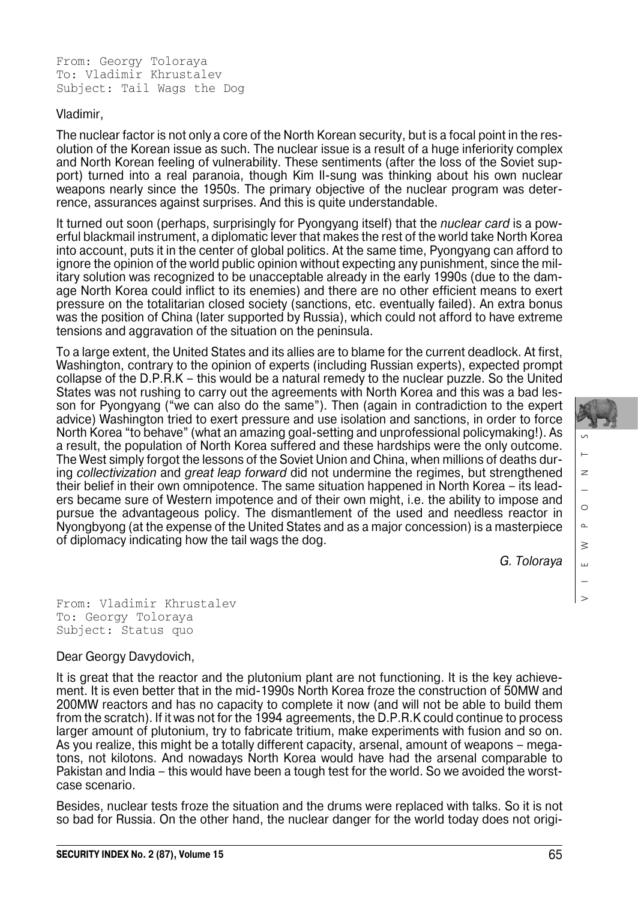From: Georgy Toloraya
To: Vladimir Khrustalev
Subject: Tail Wags the Dog

Vladimir,

The nuclear factor is not only a core of the North Korean security, but is a focal point in the resolution of the Korean issue as such. The nuclear issue is a result of a huge inferiority complex and North Korean feeling of vulnerability. These sentiments (after the loss of the Soviet support) turned into a real paranoia, though Kim Il-sung was thinking about his own nuclear weapons nearly since the 1950s. The primary objective of the nuclear program was deterrence, assurances against surprises. And this is quite understandable.

It turned out soon (perhaps, surprisingly for Pyongyang itself) that the *nuclear card* is a powerful blackmail instrument, a diplomatic lever that makes the rest of the world take North Korea into account, puts it in the center of global politics. At the same time, Pyongyang can afford to ignore the opinion of the world public opinion without expecting any punishment, since the military solution was recognized to be unacceptable already in the early 1990s (due to the damage North Korea could inflict to its enemies) and there are no other efficient means to exert pressure on the totalitarian closed society (sanctions, etc. eventually failed). An extra bonus was the position of China (later supported by Russia), which could not afford to have extreme tensions and aggravation of the situation on the peninsula.

To a large extent, the United States and its allies are to blame for the current deadlock. At first, Washington, contrary to the opinion of experts (including Russian experts), expected prompt collapse of the D.P.R.K – this would be a natural remedy to the nuclear puzzle. So the United States was not rushing to carry out the agreements with North Korea and this was a bad lesson for Pyongyang ("we can also do the same"). Then (again in contradiction to the expert advice) Washington tried to exert pressure and use isolation and sanctions, in order to force North Korea "to behave" (what an amazing goal-setting and unprofessional policymaking!). As a result, the population of North Korea suffered and these hardships were the only outcome. The West simply forgot the lessons of the Soviet Union and China, when millions of deaths during *collectivization* and *great leap forward* did not undermine the regimes, but strengthened their belief in their own omnipotence. The same situation happened in North Korea – its leaders became sure of Western impotence and of their own might, i.e. the ability to impose and pursue the advantageous policy. The dismantlement of the used and needless reactor in Nyongbyong (at the expense of the United States and as a major concession) is a masterpiece of diplomacy indicating how the tail wags the dog.

*G. Toloraya*

From: Vladimir Khrustalev
To: Georgy Toloraya
Subject: Status quo

Dear Georgy Davydovich,

It is great that the reactor and the plutonium plant are not functioning. It is the key achievement. It is even better that in the mid-1990s North Korea froze the construction of 50MW and 200MW reactors and has no capacity to complete it now (and will not be able to build them from the scratch). If it was not for the 1994 agreements, the D.P.R.K could continue to process larger amount of plutonium, try to fabricate tritium, make experiments with fusion and so on. As you realize, this might be a totally different capacity, arsenal, amount of weapons – megatons, not kilotons. And nowadays North Korea would have had the arsenal comparable to Pakistan and India – this would have been a tough test for the world. So we avoided the worst-case scenario.

Besides, nuclear tests froze the situation and the drums were replaced with talks. So it is not so bad for Russia. On the other hand, the nuclear danger for the world today does not origi-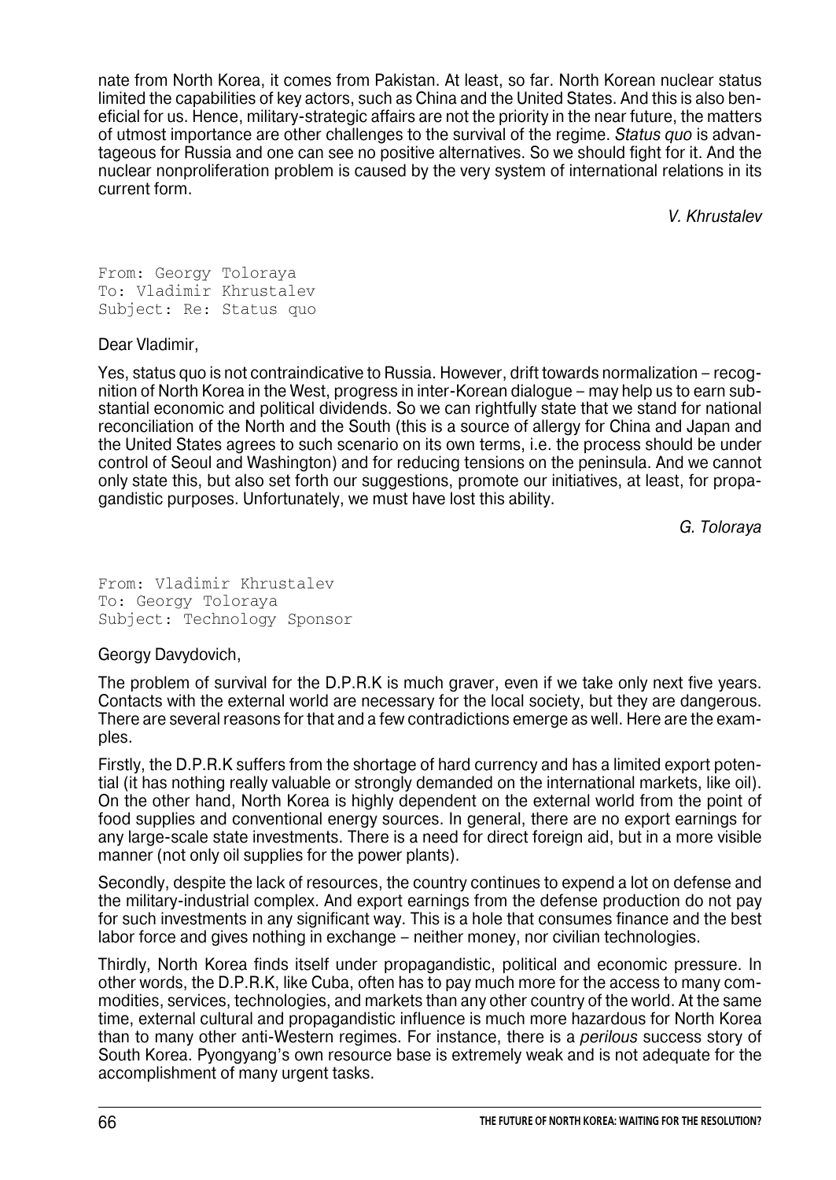nate from North Korea, it comes from Pakistan. At least, so far. North Korean nuclear status limited the capabilities of key actors, such as China and the United States. And this is also beneficial for us. Hence, military-strategic affairs are not the priority in the near future, the matters of utmost importance are other challenges to the survival of the regime. *Status quo* is advantageous for Russia and one can see no positive alternatives. So we should fight for it. And the nuclear nonproliferation problem is caused by the very system of international relations in its current form.

*V. Khrustalev*

```
From: Georgy Toloraya
To: Vladimir Khrustalev
Subject: Re: Status quo
```

Dear Vladimir,

Yes, status quo is not contraindicative to Russia. However, drift towards normalization – recognition of North Korea in the West, progress in inter-Korean dialogue – may help us to earn substantial economic and political dividends. So we can rightfully state that we stand for national reconciliation of the North and the South (this is a source of allergy for China and Japan and the United States agrees to such scenario on its own terms, i.e. the process should be under control of Seoul and Washington) and for reducing tensions on the peninsula. And we cannot only state this, but also set forth our suggestions, promote our initiatives, at least, for propagandistic purposes. Unfortunately, we must have lost this ability.

*G. Toloraya*

```
From: Vladimir Khrustalev
To: Georgy Toloraya
Subject: Technology Sponsor
```

Georgy Davydovich,

The problem of survival for the D.P.R.K is much graver, even if we take only next five years. Contacts with the external world are necessary for the local society, but they are dangerous. There are several reasons for that and a few contradictions emerge as well. Here are the examples.

Firstly, the D.P.R.K suffers from the shortage of hard currency and has a limited export potential (it has nothing really valuable or strongly demanded on the international markets, like oil). On the other hand, North Korea is highly dependent on the external world from the point of food supplies and conventional energy sources. In general, there are no export earnings for any large-scale state investments. There is a need for direct foreign aid, but in a more visible manner (not only oil supplies for the power plants).

Secondly, despite the lack of resources, the country continues to expend a lot on defense and the military-industrial complex. And export earnings from the defense production do not pay for such investments in any significant way. This is a hole that consumes finance and the best labor force and gives nothing in exchange – neither money, nor civilian technologies.

Thirdly, North Korea finds itself under propagandistic, political and economic pressure. In other words, the D.P.R.K, like Cuba, often has to pay much more for the access to many commodities, services, technologies, and markets than any other country of the world. At the same time, external cultural and propagandistic influence is much more hazardous for North Korea than to many other anti-Western regimes. For instance, there is a *perilous* success story of South Korea. Pyongyang's own resource base is extremely weak and is not adequate for the accomplishment of many urgent tasks.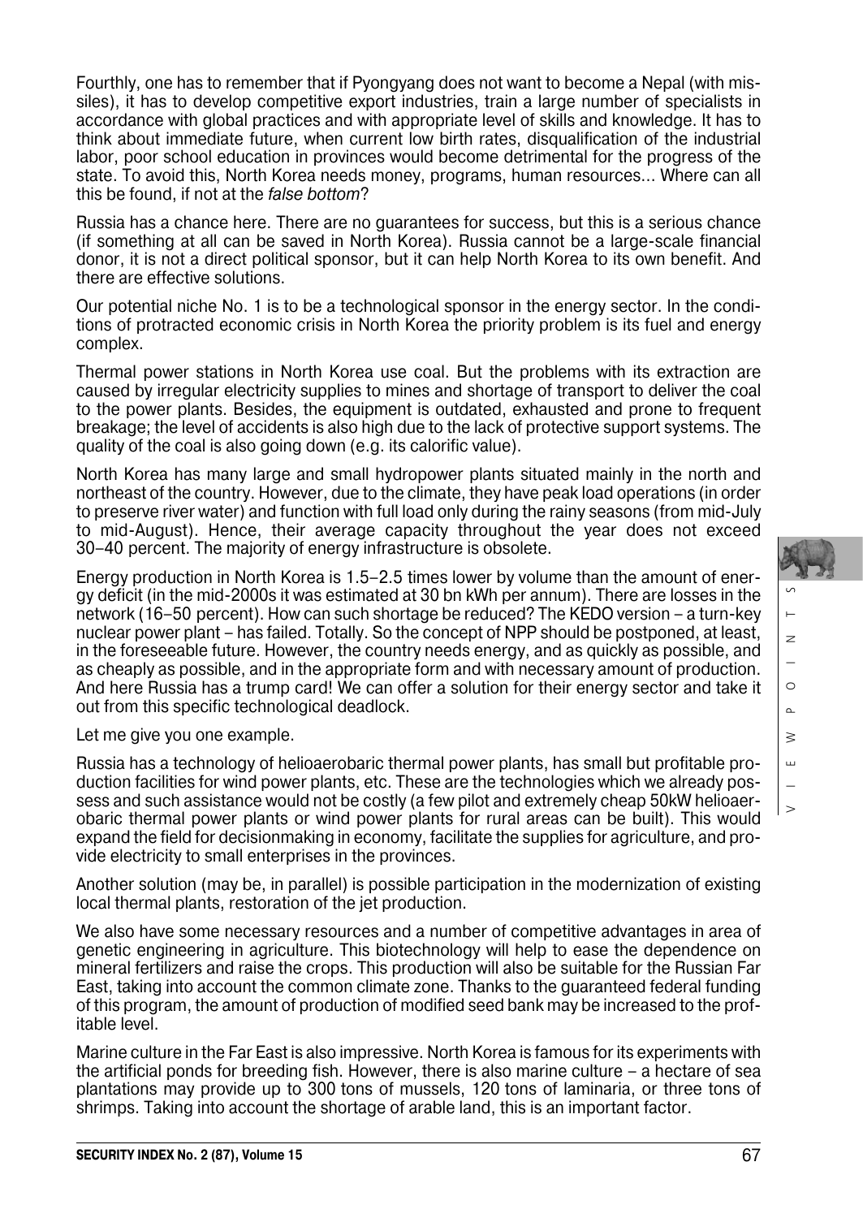Fourthly, one has to remember that if Pyongyang does not want to become a Nepal (with missiles), it has to develop competitive export industries, train a large number of specialists in accordance with global practices and with appropriate level of skills and knowledge. It has to think about immediate future, when current low birth rates, disqualification of the industrial labor, poor school education in provinces would become detrimental for the progress of the state. To avoid this, North Korea needs money, programs, human resources... Where can all this be found, if not at the *false bottom*?

Russia has a chance here. There are no guarantees for success, but this is a serious chance (if something at all can be saved in North Korea). Russia cannot be a large-scale financial donor, it is not a direct political sponsor, but it can help North Korea to its own benefit. And there are effective solutions.

Our potential niche No. 1 is to be a technological sponsor in the energy sector. In the conditions of protracted economic crisis in North Korea the priority problem is its fuel and energy complex.

Thermal power stations in North Korea use coal. But the problems with its extraction are caused by irregular electricity supplies to mines and shortage of transport to deliver the coal to the power plants. Besides, the equipment is outdated, exhausted and prone to frequent breakage; the level of accidents is also high due to the lack of protective support systems. The quality of the coal is also going down (e.g. its calorific value).

North Korea has many large and small hydropower plants situated mainly in the north and northeast of the country. However, due to the climate, they have peak load operations (in order to preserve river water) and function with full load only during the rainy seasons (from mid-July to mid-August). Hence, their average capacity throughout the year does not exceed 30–40 percent. The majority of energy infrastructure is obsolete.

Energy production in North Korea is 1.5–2.5 times lower by volume than the amount of energy deficit (in the mid-2000s it was estimated at 30 bn kWh per annum). There are losses in the network (16–50 percent). How can such shortage be reduced? The KEDO version – a turn-key nuclear power plant – has failed. Totally. So the concept of NPP should be postponed, at least, in the foreseeable future. However, the country needs energy, and as quickly as possible, and as cheaply as possible, and in the appropriate form and with necessary amount of production. And here Russia has a trump card! We can offer a solution for their energy sector and take it out from this specific technological deadlock.

Let me give you one example.

Russia has a technology of helioaerobaric thermal power plants, has small but profitable production facilities for wind power plants, etc. These are the technologies which we already possess and such assistance would not be costly (a few pilot and extremely cheap 50kW helioaerobaric thermal power plants or wind power plants for rural areas can be built). This would expand the field for decisionmaking in economy, facilitate the supplies for agriculture, and provide electricity to small enterprises in the provinces.

Another solution (may be, in parallel) is possible participation in the modernization of existing local thermal plants, restoration of the jet production.

We also have some necessary resources and a number of competitive advantages in area of genetic engineering in agriculture. This biotechnology will help to ease the dependence on mineral fertilizers and raise the crops. This production will also be suitable for the Russian Far East, taking into account the common climate zone. Thanks to the guaranteed federal funding of this program, the amount of production of modified seed bank may be increased to the profitable level.

Marine culture in the Far East is also impressive. North Korea is famous for its experiments with the artificial ponds for breeding fish. However, there is also marine culture – a hectare of sea plantations may provide up to 300 tons of mussels, 120 tons of laminaria, or three tons of shrimps. Taking into account the shortage of arable land, this is an important factor.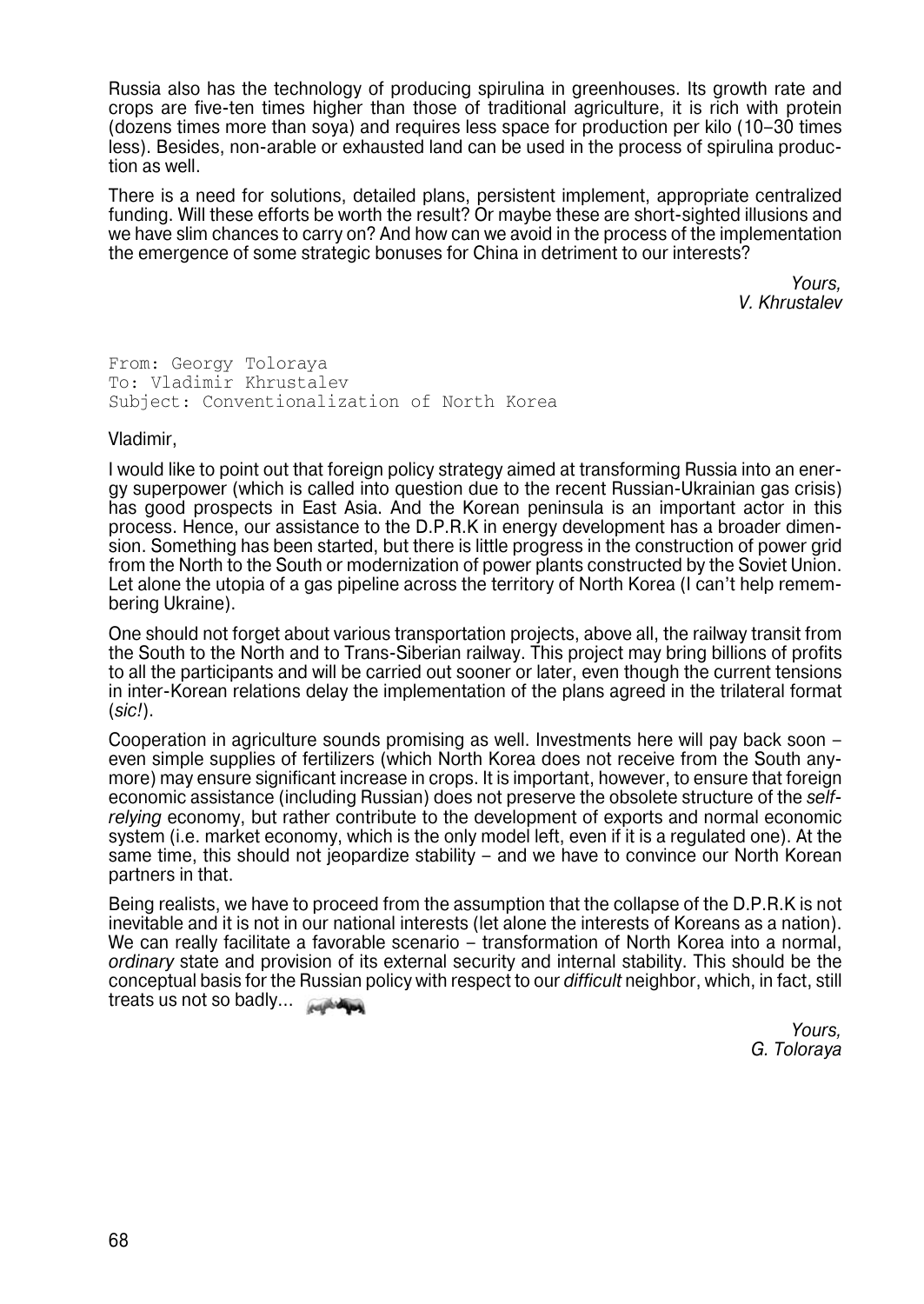Russia also has the technology of producing spirulina in greenhouses. Its growth rate and crops are five-ten times higher than those of traditional agriculture, it is rich with protein (dozens times more than soya) and requires less space for production per kilo (10–30 times less). Besides, non-arable or exhausted land can be used in the process of spirulina production as well.

There is a need for solutions, detailed plans, persistent implement, appropriate centralized funding. Will these efforts be worth the result? Or maybe these are short-sighted illusions and we have slim chances to carry on? And how can we avoid in the process of the implementation the emergence of some strategic bonuses for China in detriment to our interests?

*Yours,*
*V. Khrustalev*

```
From: Georgy Toloraya
To: Vladimir Khrustalev
Subject: Conventionalization of North Korea
```

Vladimir,

I would like to point out that foreign policy strategy aimed at transforming Russia into an energy superpower (which is called into question due to the recent Russian-Ukrainian gas crisis) has good prospects in East Asia. And the Korean peninsula is an important actor in this process. Hence, our assistance to the D.P.R.K in energy development has a broader dimension. Something has been started, but there is little progress in the construction of power grid from the North to the South or modernization of power plants constructed by the Soviet Union. Let alone the utopia of a gas pipeline across the territory of North Korea (I can't help remembering Ukraine).

One should not forget about various transportation projects, above all, the railway transit from the South to the North and to Trans-Siberian railway. This project may bring billions of profits to all the participants and will be carried out sooner or later, even though the current tensions in inter-Korean relations delay the implementation of the plans agreed in the trilateral format (*sic!*).

Cooperation in agriculture sounds promising as well. Investments here will pay back soon – even simple supplies of fertilizers (which North Korea does not receive from the South anymore) may ensure significant increase in crops. It is important, however, to ensure that foreign economic assistance (including Russian) does not preserve the obsolete structure of the *self-relying* economy, but rather contribute to the development of exports and normal economic system (i.e. market economy, which is the only model left, even if it is a regulated one). At the same time, this should not jeopardize stability – and we have to convince our North Korean partners in that.

Being realists, we have to proceed from the assumption that the collapse of the D.P.R.K is not inevitable and it is not in our national interests (let alone the interests of Koreans as a nation). We can really facilitate a favorable scenario – transformation of North Korea into a normal, *ordinary* state and provision of its external security and internal stability. This should be the conceptual basis for the Russian policy with respect to our *difficult* neighbor, which, in fact, still treats us not so badly...

*Yours,*
*G. Toloraya*